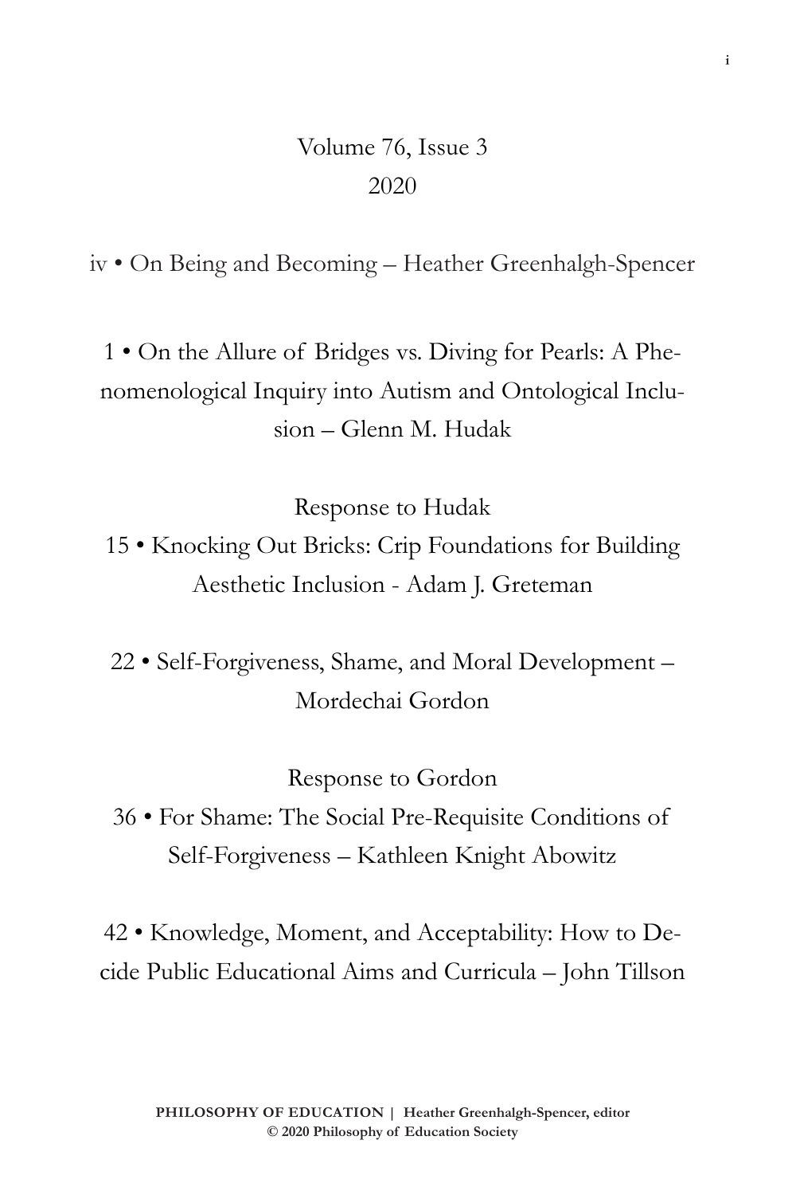Volume 76, Issue 3
2020

iv • On Being and Becoming – Heather Greenhalgh-Spencer

1 • On the Allure of Bridges vs. Diving for Pearls: A Phenomenological Inquiry into Autism and Ontological Inclusion – Glenn M. Hudak

Response to Hudak
15 • Knocking Out Bricks: Crip Foundations for Building Aesthetic Inclusion - Adam J. Greteman

22 • Self-Forgiveness, Shame, and Moral Development – Mordechai Gordon

Response to Gordon
36 • For Shame: The Social Pre-Requisite Conditions of Self-Forgiveness – Kathleen Knight Abowitz

42 • Knowledge, Moment, and Acceptability: How to Decide Public Educational Aims and Curricula – John Tillson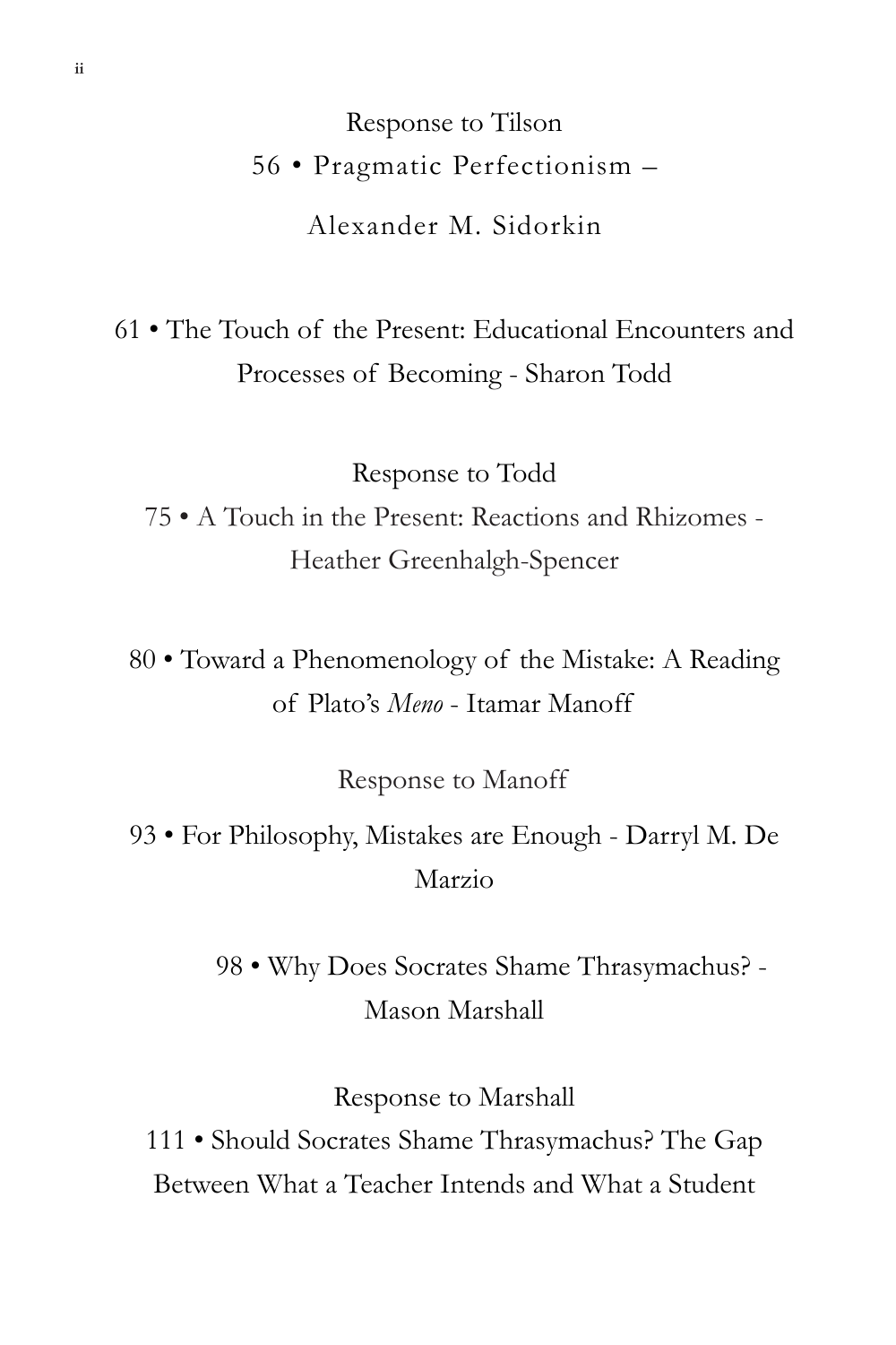Response to Tilson

56 • Pragmatic Perfectionism –

Alexander M. Sidorkin

61 • The Touch of the Present: Educational Encounters and Processes of Becoming - Sharon Todd

Response to Todd

75 • A Touch in the Present: Reactions and Rhizomes - Heather Greenhalgh-Spencer

80 • Toward a Phenomenology of the Mistake: A Reading of Plato's *Meno* - Itamar Manoff

Response to Manoff

93 • For Philosophy, Mistakes are Enough - Darryl M. De Marzio

98 • Why Does Socrates Shame Thrasymachus? - Mason Marshall

Response to Marshall

111 • Should Socrates Shame Thrasymachus? The Gap Between What a Teacher Intends and What a Student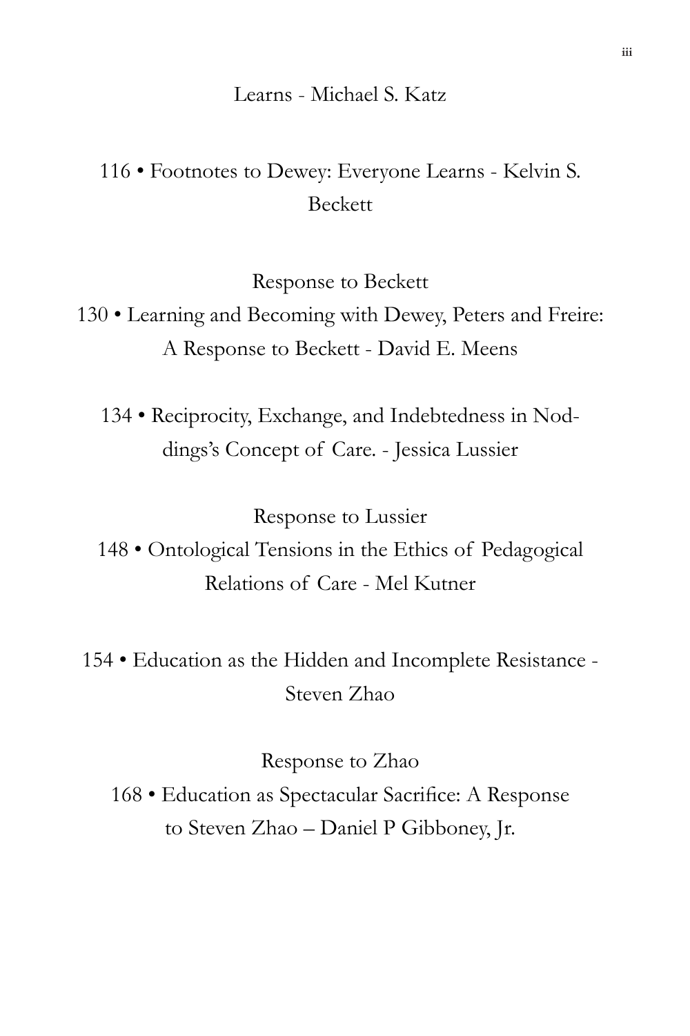Learns - Michael S. Katz

116 • Footnotes to Dewey: Everyone Learns - Kelvin S. Beckett

Response to Beckett

130 • Learning and Becoming with Dewey, Peters and Freire: A Response to Beckett - David E. Meens

134 • Reciprocity, Exchange, and Indebtedness in Noddings's Concept of Care. - Jessica Lussier

Response to Lussier

148 • Ontological Tensions in the Ethics of Pedagogical Relations of Care - Mel Kutner

154 • Education as the Hidden and Incomplete Resistance - Steven Zhao

Response to Zhao

168 • Education as Spectacular Sacrifice: A Response to Steven Zhao – Daniel P Gibboney, Jr.